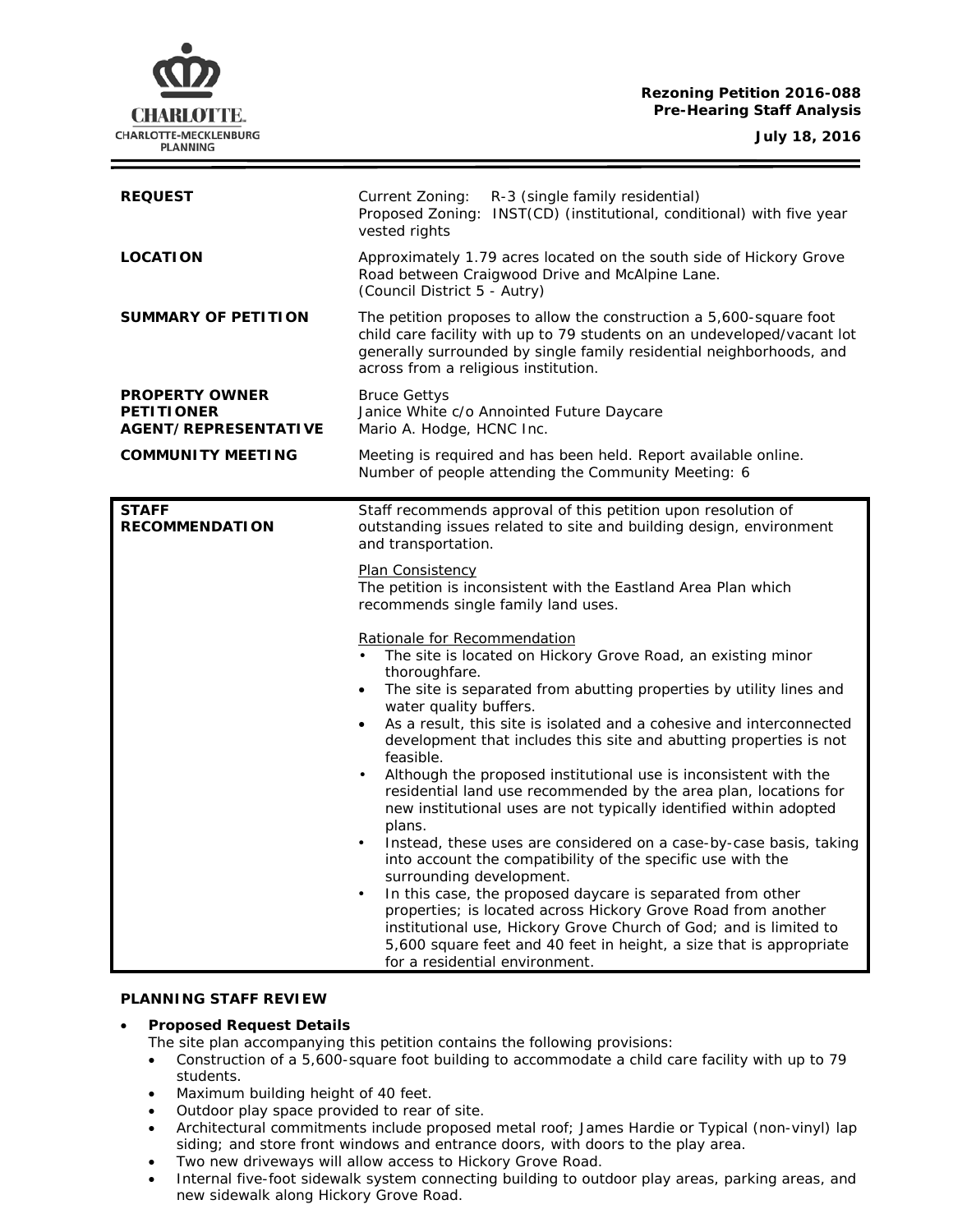**Rezoning Petition 2016-088**
**Pre-Hearing Staff Analysis**
**July 18, 2016**

| | |
|---|---|
| **REQUEST** | Current Zoning: R-3 (single family residential)<br>Proposed Zoning: INST(CD) (institutional, conditional) with five year vested rights |
| **LOCATION** | Approximately 1.79 acres located on the south side of Hickory Grove Road between Craigwood Drive and McAlpine Lane.<br>(Council District 5 - Autry) |
| **SUMMARY OF PETITION** | The petition proposes to allow the construction a 5,600-square foot child care facility with up to 79 students on an undeveloped/vacant lot generally surrounded by single family residential neighborhoods, and across from a religious institution. |
| **PROPERTY OWNER**<br>**PETITIONER**<br>**AGENT/REPRESENTATIVE** | Bruce Gettys<br>Janice White c/o Annointed Future Daycare<br>Mario A. Hodge, HCNC Inc. |
| **COMMUNITY MEETING** | Meeting is required and has been held. Report available online.<br>Number of people attending the Community Meeting: 6 |

**STAFF RECOMMENDATION**

Staff recommends approval of this petition upon resolution of outstanding issues related to site and building design, environment and transportation.

Plan Consistency

The petition is inconsistent with the Eastland Area Plan which recommends single family land uses.

Rationale for Recommendation

- The site is located on Hickory Grove Road, an existing minor thoroughfare.
- The site is separated from abutting properties by utility lines and water quality buffers.
- As a result, this site is isolated and a cohesive and interconnected development that includes this site and abutting properties is not feasible.
- Although the proposed institutional use is inconsistent with the residential land use recommended by the area plan, locations for new institutional uses are not typically identified within adopted plans.
- Instead, these uses are considered on a case-by-case basis, taking into account the compatibility of the specific use with the surrounding development.
- In this case, the proposed daycare is separated from other properties; is located across Hickory Grove Road from another institutional use, Hickory Grove Church of God; and is limited to 5,600 square feet and 40 feet in height, a size that is appropriate for a residential environment.

## PLANNING STAFF REVIEW

- **Proposed Request Details**
  The site plan accompanying this petition contains the following provisions:
  - Construction of a 5,600-square foot building to accommodate a child care facility with up to 79 students.
  - Maximum building height of 40 feet.
  - Outdoor play space provided to rear of site.
  - Architectural commitments include proposed metal roof; James Hardie or Typical (non-vinyl) lap siding; and store front windows and entrance doors, with doors to the play area.
  - Two new driveways will allow access to Hickory Grove Road.
  - Internal five-foot sidewalk system connecting building to outdoor play areas, parking areas, and new sidewalk along Hickory Grove Road.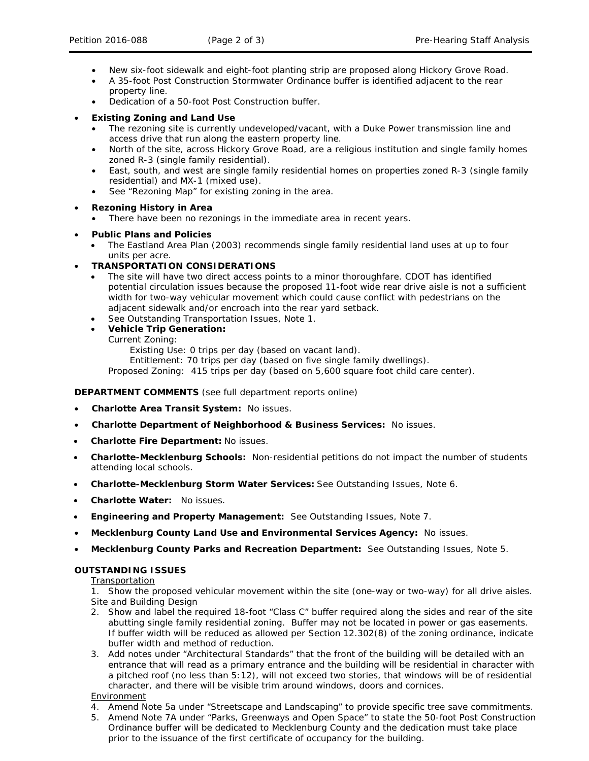- New six-foot sidewalk and eight-foot planting strip are proposed along Hickory Grove Road.
- A 35-foot Post Construction Stormwater Ordinance buffer is identified adjacent to the rear property line.
- Dedication of a 50-foot Post Construction buffer.

- **Existing Zoning and Land Use**
  - The rezoning site is currently undeveloped/vacant, with a Duke Power transmission line and access drive that run along the eastern property line.
  - North of the site, across Hickory Grove Road, are a religious institution and single family homes zoned R-3 (single family residential).
  - East, south, and west are single family residential homes on properties zoned R-3 (single family residential) and MX-1 (mixed use).
  - See "Rezoning Map" for existing zoning in the area.

- **Rezoning History in Area**
  - There have been no rezonings in the immediate area in recent years.

- **Public Plans and Policies**
  - The Eastland Area Plan (2003) recommends single family residential land uses at up to four units per acre.

- **TRANSPORTATION CONSIDERATIONS**
  - The site will have two direct access points to a minor thoroughfare. CDOT has identified potential circulation issues because the proposed 11-foot wide rear drive aisle is not a sufficient width for two-way vehicular movement which could cause conflict with pedestrians on the adjacent sidewalk and/or encroach into the rear yard setback.
  - See Outstanding Transportation Issues, Note 1.
  - **Vehicle Trip Generation:**

    Current Zoning:

    Existing Use: 0 trips per day (based on vacant land).

    Entitlement: 70 trips per day (based on five single family dwellings).

    Proposed Zoning: 415 trips per day (based on 5,600 square foot child care center).

**DEPARTMENT COMMENTS** (see full department reports online)

- **Charlotte Area Transit System:** No issues.
- **Charlotte Department of Neighborhood & Business Services:** No issues.
- **Charlotte Fire Department:** No issues.
- **Charlotte-Mecklenburg Schools:** Non-residential petitions do not impact the number of students attending local schools.
- **Charlotte-Mecklenburg Storm Water Services:** See Outstanding Issues, Note 6.
- **Charlotte Water:** No issues.
- **Engineering and Property Management:** See Outstanding Issues, Note 7.
- **Mecklenburg County Land Use and Environmental Services Agency:** No issues.
- **Mecklenburg County Parks and Recreation Department:** See Outstanding Issues, Note 5.

**OUTSTANDING ISSUES**

Transportation

1. Show the proposed vehicular movement within the site (one-way or two-way) for all drive aisles.

Site and Building Design

2. Show and label the required 18-foot "Class C" buffer required along the sides and rear of the site abutting single family residential zoning. Buffer may not be located in power or gas easements. If buffer width will be reduced as allowed per Section 12.302(8) of the zoning ordinance, indicate buffer width and method of reduction.
3. Add notes under "Architectural Standards" that the front of the building will be detailed with an entrance that will read as a primary entrance and the building will be residential in character with a pitched roof (no less than 5:12), will not exceed two stories, that windows will be of residential character, and there will be visible trim around windows, doors and cornices.

Environment

4. Amend Note 5a under "Streetscape and Landscaping" to provide specific tree save commitments.
5. Amend Note 7A under "Parks, Greenways and Open Space" to state the 50-foot Post Construction Ordinance buffer will be dedicated to Mecklenburg County and the dedication must take place prior to the issuance of the first certificate of occupancy for the building.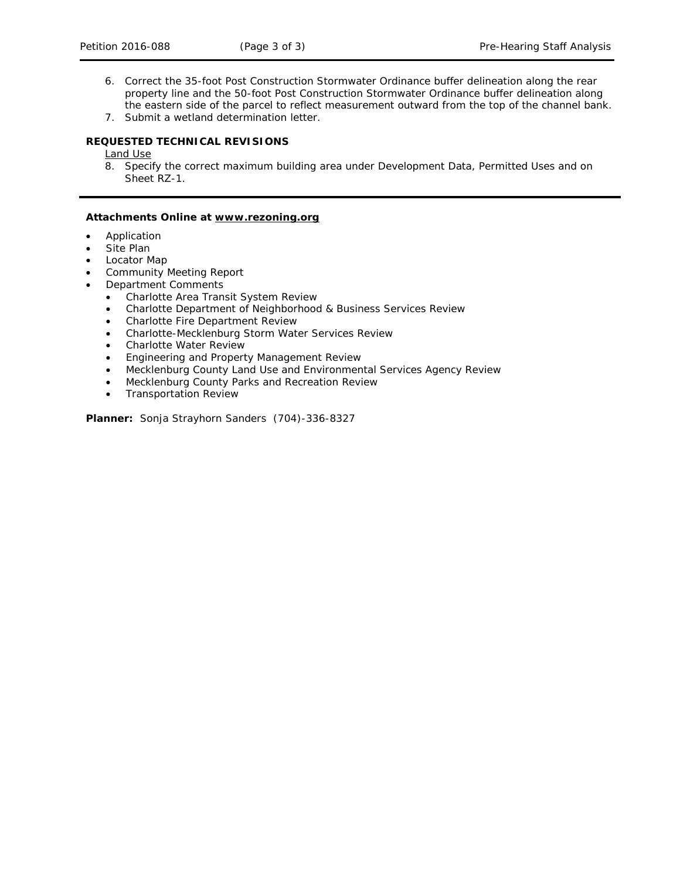6. Correct the 35-foot Post Construction Stormwater Ordinance buffer delineation along the rear property line and the 50-foot Post Construction Stormwater Ordinance buffer delineation along the eastern side of the parcel to reflect measurement outward from the top of the channel bank.
7. Submit a wetland determination letter.

**REQUESTED TECHNICAL REVISIONS**

Land Use

8. Specify the correct maximum building area under Development Data, Permitted Uses and on Sheet RZ-1.

---

**Attachments Online at www.rezoning.org**

- Application
- Site Plan
- Locator Map
- Community Meeting Report
- Department Comments
    - Charlotte Area Transit System Review
    - Charlotte Department of Neighborhood & Business Services Review
    - Charlotte Fire Department Review
    - Charlotte-Mecklenburg Storm Water Services Review
    - Charlotte Water Review
    - Engineering and Property Management Review
    - Mecklenburg County Land Use and Environmental Services Agency Review
    - Mecklenburg County Parks and Recreation Review
    - Transportation Review

**Planner:** Sonja Strayhorn Sanders (704)-336-8327